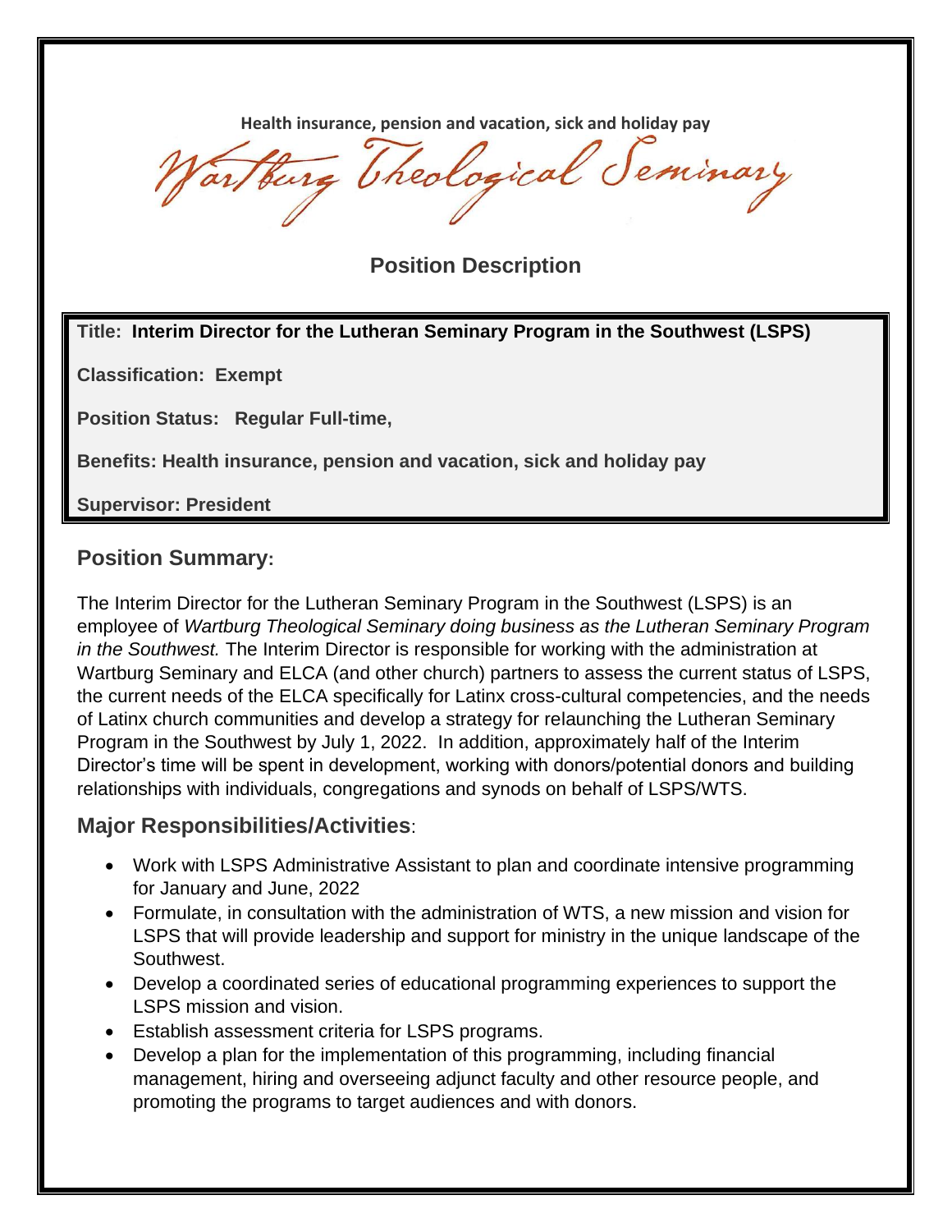Health insurance, pension and vacation, sick and holiday pay

Wartburg Theological Seminary

## Position Description

**Title: Interim Director for the Lutheran Seminary Program in the Southwest (LSPS)**

**Classification: Exempt**

**Position Status: Regular Full-time,**

**Benefits: Health insurance, pension and vacation, sick and holiday pay**

**Supervisor: President**

## Position Summary:

The Interim Director for the Lutheran Seminary Program in the Southwest (LSPS) is an employee of *Wartburg Theological Seminary doing business as the Lutheran Seminary Program in the Southwest.* The Interim Director is responsible for working with the administration at Wartburg Seminary and ELCA (and other church) partners to assess the current status of LSPS, the current needs of the ELCA specifically for Latinx cross-cultural competencies, and the needs of Latinx church communities and develop a strategy for relaunching the Lutheran Seminary Program in the Southwest by July 1, 2022. In addition, approximately half of the Interim Director's time will be spent in development, working with donors/potential donors and building relationships with individuals, congregations and synods on behalf of LSPS/WTS.

## Major Responsibilities/Activities:

- Work with LSPS Administrative Assistant to plan and coordinate intensive programming for January and June, 2022
- Formulate, in consultation with the administration of WTS, a new mission and vision for LSPS that will provide leadership and support for ministry in the unique landscape of the Southwest.
- Develop a coordinated series of educational programming experiences to support the LSPS mission and vision.
- Establish assessment criteria for LSPS programs.
- Develop a plan for the implementation of this programming, including financial management, hiring and overseeing adjunct faculty and other resource people, and promoting the programs to target audiences and with donors.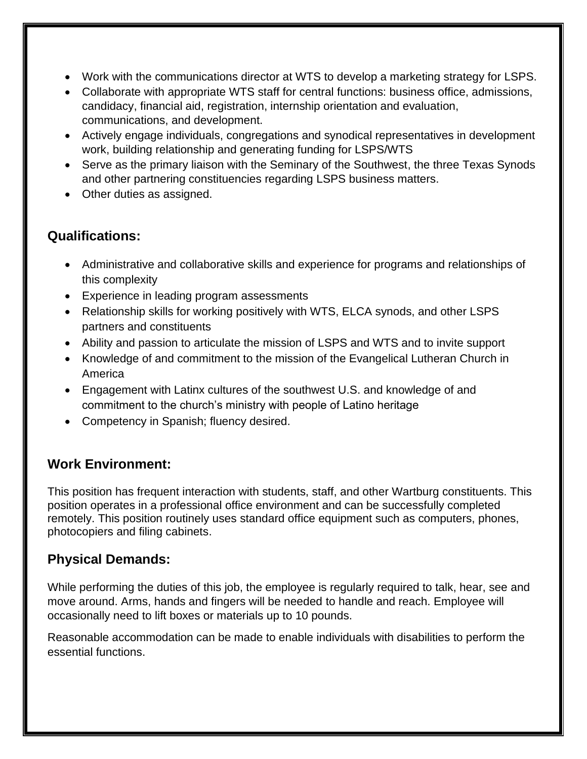- Work with the communications director at WTS to develop a marketing strategy for LSPS.
- Collaborate with appropriate WTS staff for central functions: business office, admissions, candidacy, financial aid, registration, internship orientation and evaluation, communications, and development.
- Actively engage individuals, congregations and synodical representatives in development work, building relationship and generating funding for LSPS/WTS
- Serve as the primary liaison with the Seminary of the Southwest, the three Texas Synods and other partnering constituencies regarding LSPS business matters.
- Other duties as assigned.

## Qualifications:

- Administrative and collaborative skills and experience for programs and relationships of this complexity
- Experience in leading program assessments
- Relationship skills for working positively with WTS, ELCA synods, and other LSPS partners and constituents
- Ability and passion to articulate the mission of LSPS and WTS and to invite support
- Knowledge of and commitment to the mission of the Evangelical Lutheran Church in America
- Engagement with Latinx cultures of the southwest U.S. and knowledge of and commitment to the church's ministry with people of Latino heritage
- Competency in Spanish; fluency desired.

## Work Environment:

This position has frequent interaction with students, staff, and other Wartburg constituents. This position operates in a professional office environment and can be successfully completed remotely. This position routinely uses standard office equipment such as computers, phones, photocopiers and filing cabinets.

## Physical Demands:

While performing the duties of this job, the employee is regularly required to talk, hear, see and move around. Arms, hands and fingers will be needed to handle and reach. Employee will occasionally need to lift boxes or materials up to 10 pounds.

Reasonable accommodation can be made to enable individuals with disabilities to perform the essential functions.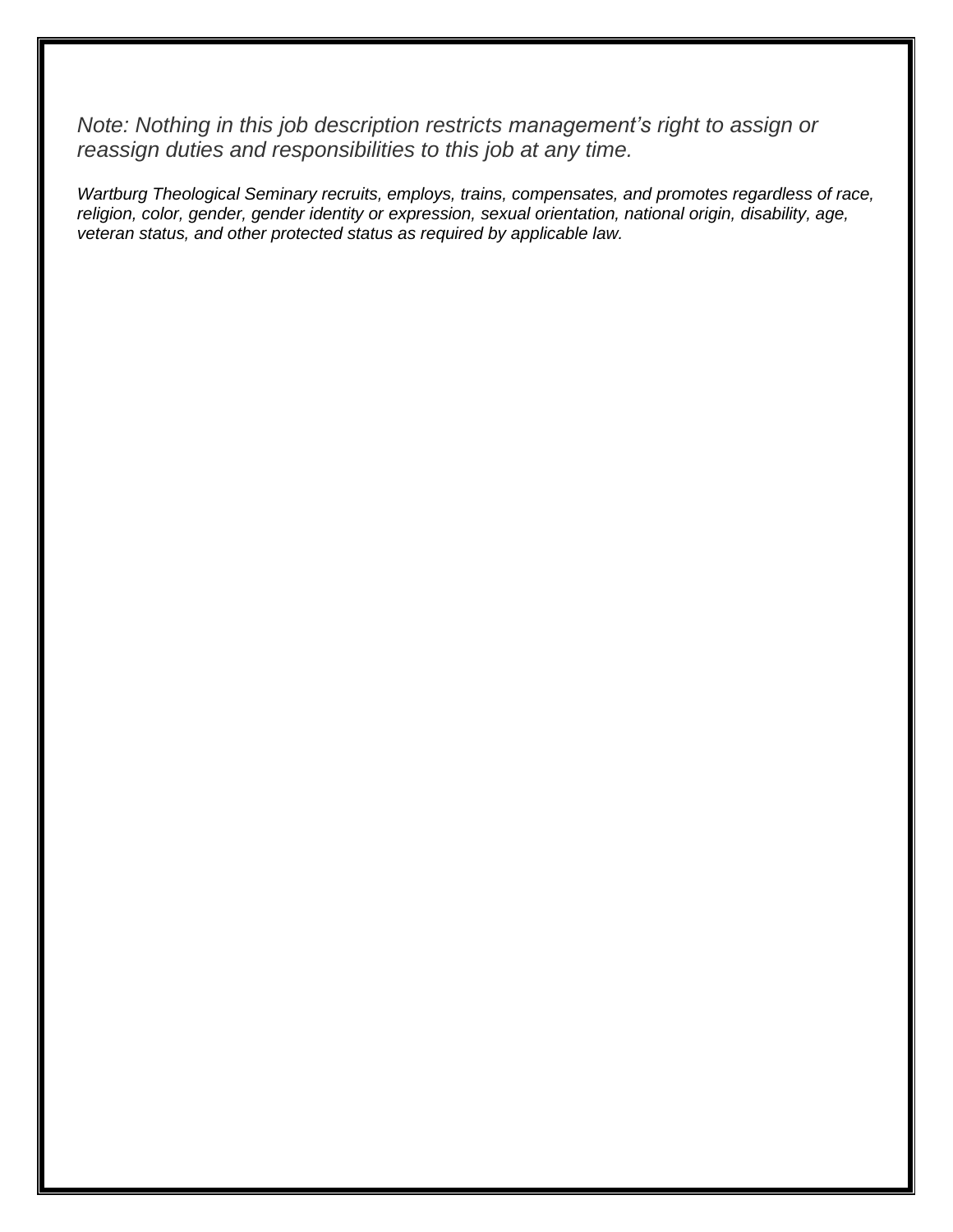*Note: Nothing in this job description restricts management's right to assign or reassign duties and responsibilities to this job at any time.*

*Wartburg Theological Seminary recruits, employs, trains, compensates, and promotes regardless of race, religion, color, gender, gender identity or expression, sexual orientation, national origin, disability, age, veteran status, and other protected status as required by applicable law.*